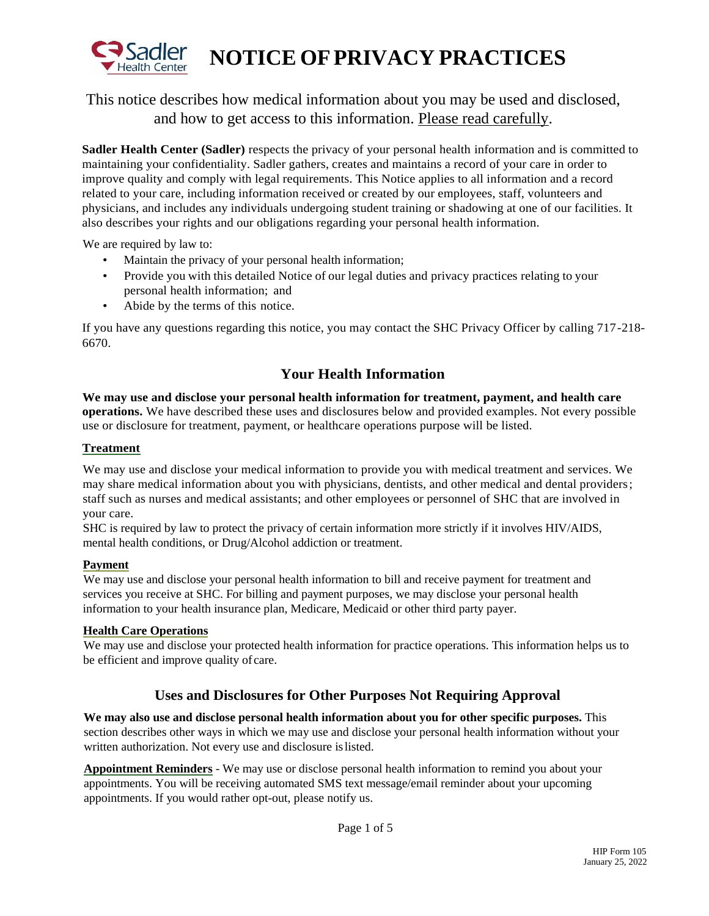# NOTICE OF PRIVACY PRACTICES

This notice describes how medical information about you may be used and disclosed, and how to get access to this information. Please read carefully.

**Sadler Health Center (Sadler)** respects the privacy of your personal health information and is committed to maintaining your confidentiality. Sadler gathers, creates and maintains a record of your care in order to improve quality and comply with legal requirements. This Notice applies to all information and a record related to your care, including information received or created by our employees, staff, volunteers and physicians, and includes any individuals undergoing student training or shadowing at one of our facilities. It also describes your rights and our obligations regarding your personal health information.

We are required by law to:

- Maintain the privacy of your personal health information;
- Provide you with this detailed Notice of our legal duties and privacy practices relating to your personal health information; and
- Abide by the terms of this notice.

If you have any questions regarding this notice, you may contact the SHC Privacy Officer by calling 717-218-6670.

## Your Health Information

**We may use and disclose your personal health information for treatment, payment, and health care operations.** We have described these uses and disclosures below and provided examples. Not every possible use or disclosure for treatment, payment, or healthcare operations purpose will be listed.

### Treatment

We may use and disclose your medical information to provide you with medical treatment and services. We may share medical information about you with physicians, dentists, and other medical and dental providers; staff such as nurses and medical assistants; and other employees or personnel of SHC that are involved in your care.

SHC is required by law to protect the privacy of certain information more strictly if it involves HIV/AIDS, mental health conditions, or Drug/Alcohol addiction or treatment.

### Payment

We may use and disclose your personal health information to bill and receive payment for treatment and services you receive at SHC. For billing and payment purposes, we may disclose your personal health information to your health insurance plan, Medicare, Medicaid or other third party payer.

### Health Care Operations

We may use and disclose your protected health information for practice operations. This information helps us to be efficient and improve quality of care.

## Uses and Disclosures for Other Purposes Not Requiring Approval

**We may also use and disclose personal health information about you for other specific purposes.** This section describes other ways in which we may use and disclose your personal health information without your written authorization. Not every use and disclosure is listed.

**Appointment Reminders** - We may use or disclose personal health information to remind you about your appointments. You will be receiving automated SMS text message/email reminder about your upcoming appointments. If you would rather opt-out, please notify us.

HIP Form 105
January 25, 2022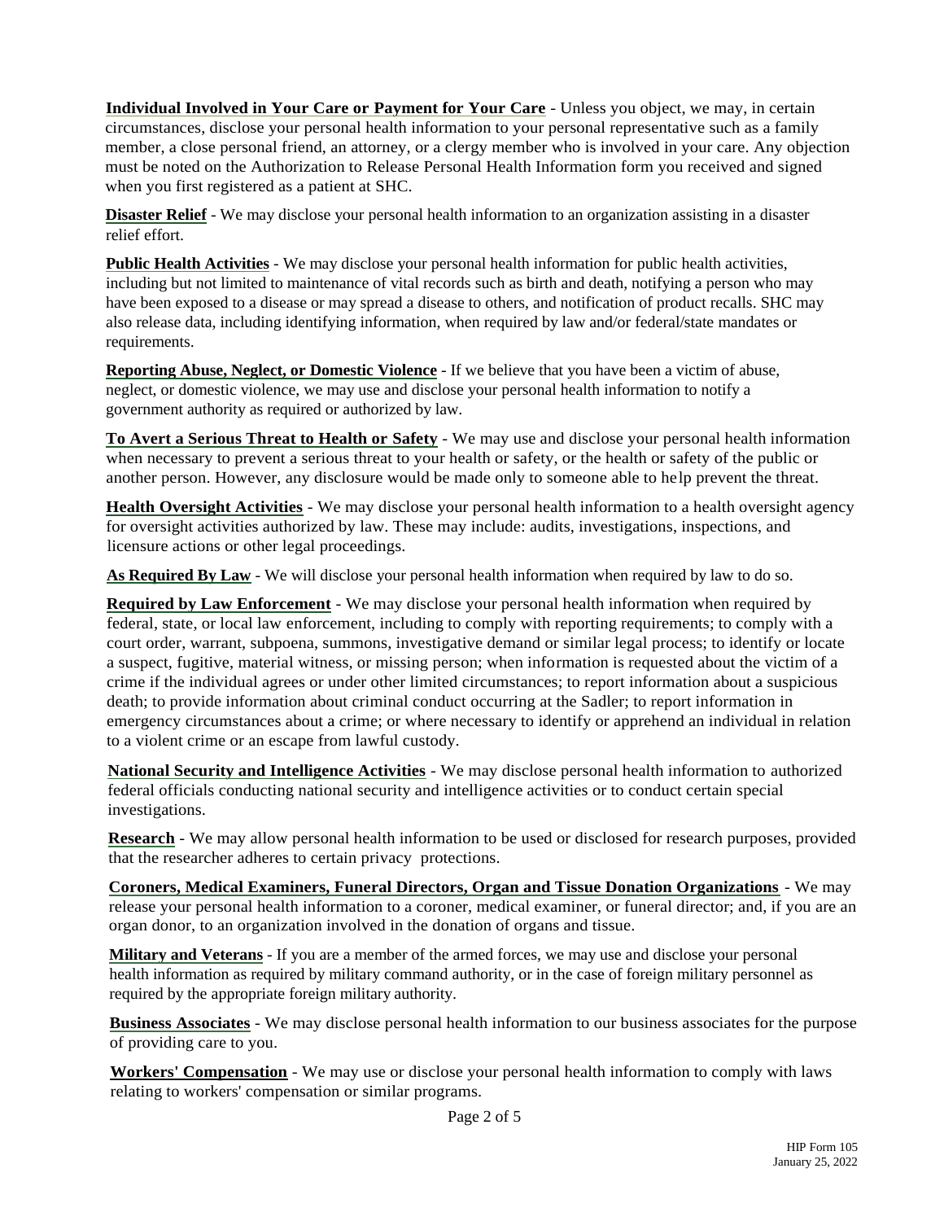**Individual Involved in Your Care or Payment for Your Care** - Unless you object, we may, in certain circumstances, disclose your personal health information to your personal representative such as a family member, a close personal friend, an attorney, or a clergy member who is involved in your care. Any objection must be noted on the Authorization to Release Personal Health Information form you received and signed when you first registered as a patient at SHC.

**Disaster Relief** - We may disclose your personal health information to an organization assisting in a disaster relief effort.

**Public Health Activities** - We may disclose your personal health information for public health activities, including but not limited to maintenance of vital records such as birth and death, notifying a person who may have been exposed to a disease or may spread a disease to others, and notification of product recalls. SHC may also release data, including identifying information, when required by law and/or federal/state mandates or requirements.

**Reporting Abuse, Neglect, or Domestic Violence** - If we believe that you have been a victim of abuse, neglect, or domestic violence, we may use and disclose your personal health information to notify a government authority as required or authorized by law.

**To Avert a Serious Threat to Health or Safety** - We may use and disclose your personal health information when necessary to prevent a serious threat to your health or safety, or the health or safety of the public or another person. However, any disclosure would be made only to someone able to help prevent the threat.

**Health Oversight Activities** - We may disclose your personal health information to a health oversight agency for oversight activities authorized by law. These may include: audits, investigations, inspections, and licensure actions or other legal proceedings.

**As Required By Law** - We will disclose your personal health information when required by law to do so.

**Required by Law Enforcement** - We may disclose your personal health information when required by federal, state, or local law enforcement, including to comply with reporting requirements; to comply with a court order, warrant, subpoena, summons, investigative demand or similar legal process; to identify or locate a suspect, fugitive, material witness, or missing person; when information is requested about the victim of a crime if the individual agrees or under other limited circumstances; to report information about a suspicious death; to provide information about criminal conduct occurring at the Sadler; to report information in emergency circumstances about a crime; or where necessary to identify or apprehend an individual in relation to a violent crime or an escape from lawful custody.

**National Security and Intelligence Activities** - We may disclose personal health information to authorized federal officials conducting national security and intelligence activities or to conduct certain special investigations.

**Research** - We may allow personal health information to be used or disclosed for research purposes, provided that the researcher adheres to certain privacy protections.

**Coroners, Medical Examiners, Funeral Directors, Organ and Tissue Donation Organizations** - We may release your personal health information to a coroner, medical examiner, or funeral director; and, if you are an organ donor, to an organization involved in the donation of organs and tissue.

**Military and Veterans** - If you are a member of the armed forces, we may use and disclose your personal health information as required by military command authority, or in the case of foreign military personnel as required by the appropriate foreign military authority.

**Business Associates** - We may disclose personal health information to our business associates for the purpose of providing care to you.

**Workers' Compensation** - We may use or disclose your personal health information to comply with laws relating to workers' compensation or similar programs.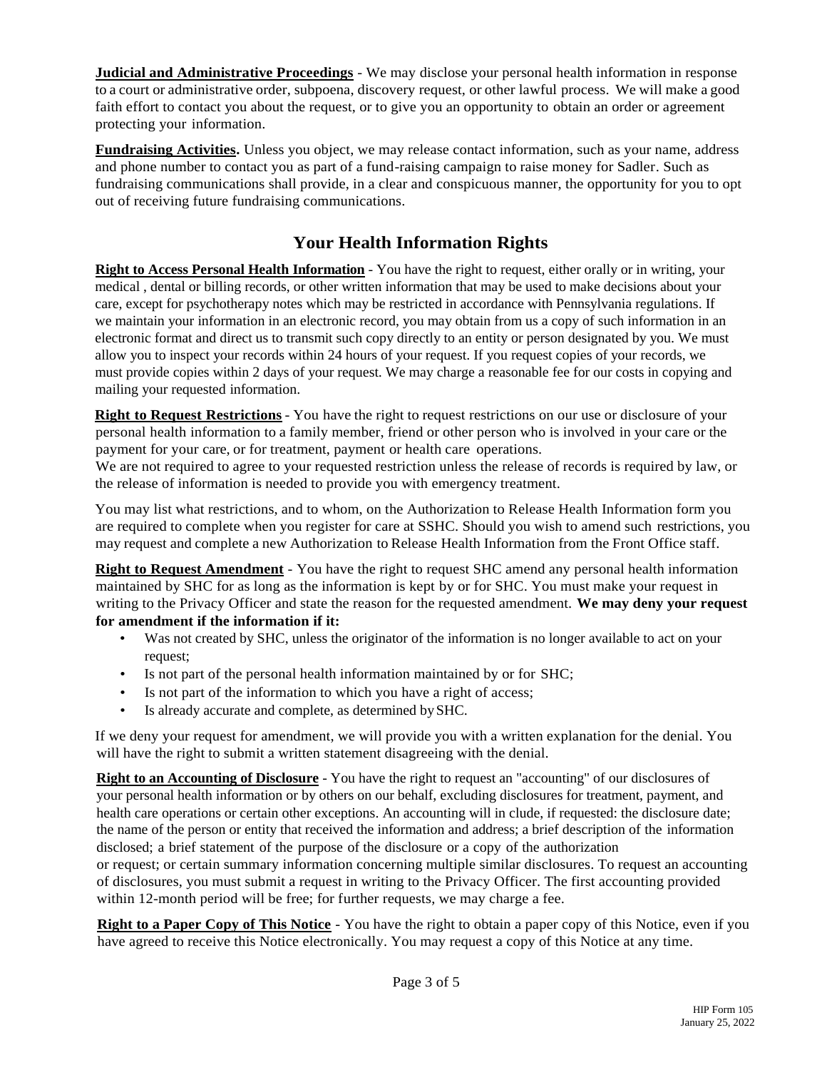**Judicial and Administrative Proceedings** - We may disclose your personal health information in response to a court or administrative order, subpoena, discovery request, or other lawful process. We will make a good faith effort to contact you about the request, or to give you an opportunity to obtain an order or agreement protecting your information.

**Fundraising Activities.** Unless you object, we may release contact information, such as your name, address and phone number to contact you as part of a fund-raising campaign to raise money for Sadler. Such as fundraising communications shall provide, in a clear and conspicuous manner, the opportunity for you to opt out of receiving future fundraising communications.

## Your Health Information Rights

**Right to Access Personal Health Information** - You have the right to request, either orally or in writing, your medical , dental or billing records, or other written information that may be used to make decisions about your care, except for psychotherapy notes which may be restricted in accordance with Pennsylvania regulations. If we maintain your information in an electronic record, you may obtain from us a copy of such information in an electronic format and direct us to transmit such copy directly to an entity or person designated by you. We must allow you to inspect your records within 24 hours of your request. If you request copies of your records, we must provide copies within 2 days of your request. We may charge a reasonable fee for our costs in copying and mailing your requested information.

**Right to Request Restrictions** - You have the right to request restrictions on our use or disclosure of your personal health information to a family member, friend or other person who is involved in your care or the payment for your care, or for treatment, payment or health care operations.
We are not required to agree to your requested restriction unless the release of records is required by law, or the release of information is needed to provide you with emergency treatment.

You may list what restrictions, and to whom, on the Authorization to Release Health Information form you are required to complete when you register for care at SSHC. Should you wish to amend such restrictions, you may request and complete a new Authorization to Release Health Information from the Front Office staff.

**Right to Request Amendment** - You have the right to request SHC amend any personal health information maintained by SHC for as long as the information is kept by or for SHC. You must make your request in writing to the Privacy Officer and state the reason for the requested amendment. **We may deny your request for amendment if the information if it:**

- Was not created by SHC, unless the originator of the information is no longer available to act on your request;
- Is not part of the personal health information maintained by or for SHC;
- Is not part of the information to which you have a right of access;
- Is already accurate and complete, as determined by SHC.

If we deny your request for amendment, we will provide you with a written explanation for the denial. You will have the right to submit a written statement disagreeing with the denial.

**Right to an Accounting of Disclosure** - You have the right to request an "accounting" of our disclosures of your personal health information or by others on our behalf, excluding disclosures for treatment, payment, and health care operations or certain other exceptions. An accounting will in clude, if requested: the disclosure date; the name of the person or entity that received the information and address; a brief description of the information disclosed; a brief statement of the purpose of the disclosure or a copy of the authorization or request; or certain summary information concerning multiple similar disclosures. To request an accounting of disclosures, you must submit a request in writing to the Privacy Officer. The first accounting provided within 12-month period will be free; for further requests, we may charge a fee.

**Right to a Paper Copy of This Notice** - You have the right to obtain a paper copy of this Notice, even if you have agreed to receive this Notice electronically. You may request a copy of this Notice at any time.

HIP Form 105
January 25, 2022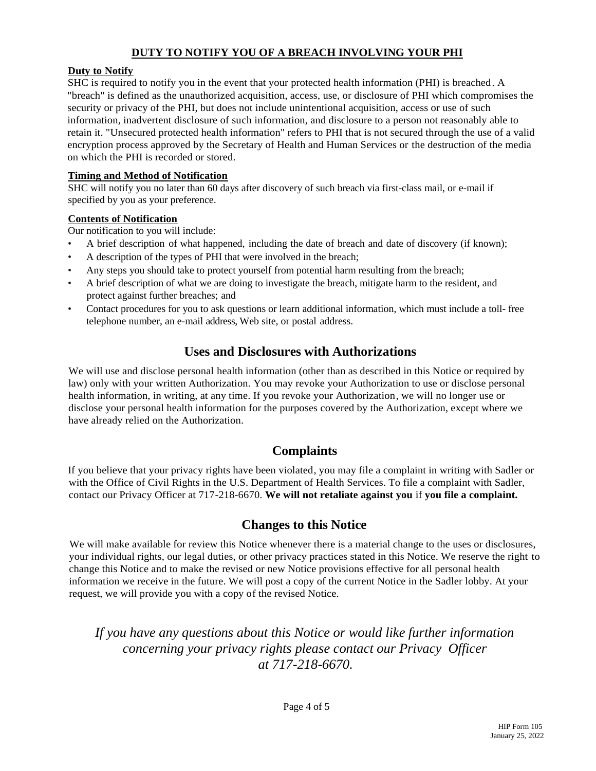## DUTY TO NOTIFY YOU OF A BREACH INVOLVING YOUR PHI

**Duty to Notify**

SHC is required to notify you in the event that your protected health information (PHI) is breached. A "breach" is defined as the unauthorized acquisition, access, use, or disclosure of PHI which compromises the security or privacy of the PHI, but does not include unintentional acquisition, access or use of such information, inadvertent disclosure of such information, and disclosure to a person not reasonably able to retain it. "Unsecured protected health information" refers to PHI that is not secured through the use of a valid encryption process approved by the Secretary of Health and Human Services or the destruction of the media on which the PHI is recorded or stored.

**Timing and Method of Notification**

SHC will notify you no later than 60 days after discovery of such breach via first-class mail, or e-mail if specified by you as your preference.

**Contents of Notification**

Our notification to you will include:

- A brief description of what happened, including the date of breach and date of discovery (if known);
- A description of the types of PHI that were involved in the breach;
- Any steps you should take to protect yourself from potential harm resulting from the breach;
- A brief description of what we are doing to investigate the breach, mitigate harm to the resident, and protect against further breaches; and
- Contact procedures for you to ask questions or learn additional information, which must include a toll- free telephone number, an e-mail address, Web site, or postal address.

## Uses and Disclosures with Authorizations

We will use and disclose personal health information (other than as described in this Notice or required by law) only with your written Authorization. You may revoke your Authorization to use or disclose personal health information, in writing, at any time. If you revoke your Authorization, we will no longer use or disclose your personal health information for the purposes covered by the Authorization, except where we have already relied on the Authorization.

## Complaints

If you believe that your privacy rights have been violated, you may file a complaint in writing with Sadler or with the Office of Civil Rights in the U.S. Department of Health Services. To file a complaint with Sadler, contact our Privacy Officer at 717-218-6670. **We will not retaliate against you** if **you file a complaint.**

## Changes to this Notice

We will make available for review this Notice whenever there is a material change to the uses or disclosures, your individual rights, our legal duties, or other privacy practices stated in this Notice. We reserve the right to change this Notice and to make the revised or new Notice provisions effective for all personal health information we receive in the future. We will post a copy of the current Notice in the Sadler lobby. At your request, we will provide you with a copy of the revised Notice.

*If you have any questions about this Notice or would like further information concerning your privacy rights please contact our Privacy Officer at 717-218-6670.*

HIP Form 105
January 25, 2022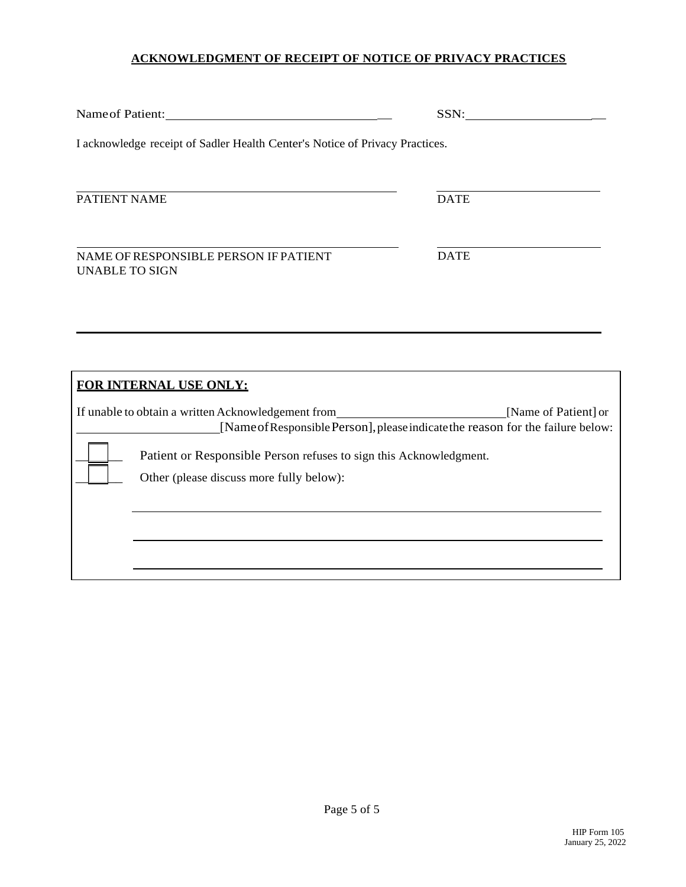**ACKNOWLEDGMENT OF RECEIPT OF NOTICE OF PRIVACY PRACTICES**

Name of Patient: ______________________________ SSN: ____________________

I acknowledge receipt of Sadler Health Center's Notice of Privacy Practices.

______________________________________________ ________________________

PATIENT NAME DATE

______________________________________________ ________________________

NAME OF RESPONSIBLE PERSON IF PATIENT UNABLE TO SIGN DATE

---

**FOR INTERNAL USE ONLY:**

If unable to obtain a written Acknowledgement from __________________________ [Name of Patient] or ______________________ [Name of Responsible Person], please indicate the reason for the failure below:

☐ Patient or Responsible Person refuses to sign this Acknowledgment.

☐ Other (please discuss more fully below):

____________________________________________________________________

____________________________________________________________________

____________________________________________________________________

HIP Form 105
January 25, 2022